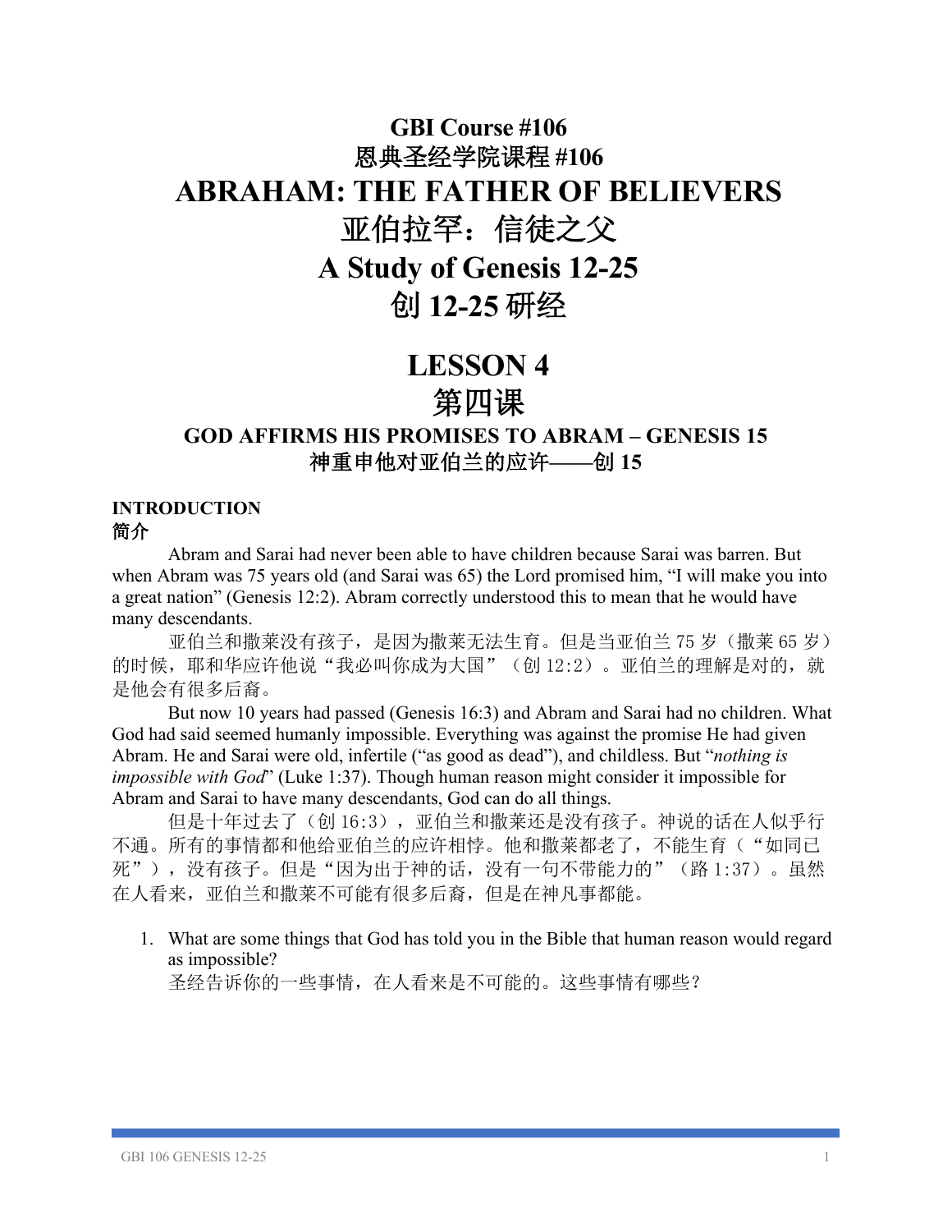# GBI Course #106
# 恩典圣经学院课程 #106
# ABRAHAM: THE FATHER OF BELIEVERS
# 亚伯拉罕：信徒之父
# A Study of Genesis 12-25
# 创 12-25 研经

# LESSON 4
# 第四课

### GOD AFFIRMS HIS PROMISES TO ABRAM – GENESIS 15
### 神重申他对亚伯兰的应许——创 15

**INTRODUCTION**
**简介**

Abram and Sarai had never been able to have children because Sarai was barren. But when Abram was 75 years old (and Sarai was 65) the Lord promised him, “I will make you into a great nation” (Genesis 12:2). Abram correctly understood this to mean that he would have many descendants.

亚伯兰和撒莱没有孩子，是因为撒莱无法生育。但是当亚伯兰 75 岁（撒莱 65 岁）的时候，耶和华应许他说“我必叫你成为大国”（创 12:2）。亚伯兰的理解是对的，就是他会有很多后裔。

But now 10 years had passed (Genesis 16:3) and Abram and Sarai had no children. What God had said seemed humanly impossible. Everything was against the promise He had given Abram. He and Sarai were old, infertile (“as good as dead”), and childless. But “*nothing is impossible with God*” (Luke 1:37). Though human reason might consider it impossible for Abram and Sarai to have many descendants, God can do all things.

但是十年过去了（创 16:3），亚伯兰和撒莱还是没有孩子。神说的话在人似乎行不通。所有的事情都和他给亚伯兰的应许相悖。他和撒莱都老了，不能生育（“如同已死”），没有孩子。但是“因为出于神的话，没有一句不带能力的”（路 1:37）。虽然在人看来，亚伯兰和撒莱不可能有很多后裔，但是在神凡事都能。

1. What are some things that God has told you in the Bible that human reason would regard as impossible?
   圣经告诉你的一些事情，在人看来是不可能的。这些事情有哪些？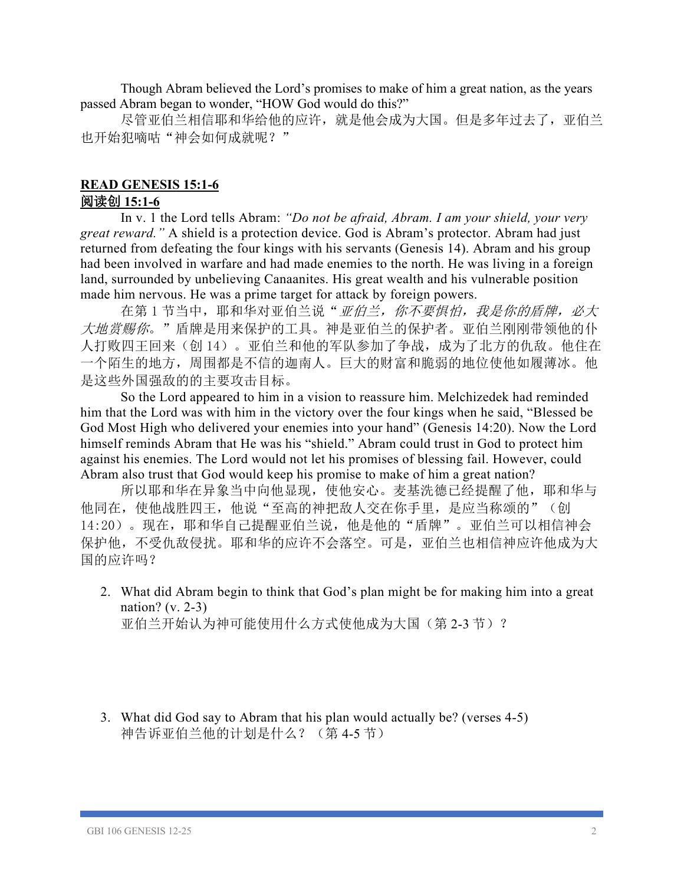Though Abram believed the Lord's promises to make of him a great nation, as the years passed Abram began to wonder, "HOW God would do this?"

尽管亚伯兰相信耶和华给他的应许，就是他会成为大国。但是多年过去了，亚伯兰也开始犯嘀咕"神会如何成就呢？"

**READ GENESIS 15:1-6**

**阅读创 15:1-6**

In v. 1 the Lord tells Abram: *"Do not be afraid, Abram. I am your shield, your very great reward."* A shield is a protection device. God is Abram's protector. Abram had just returned from defeating the four kings with his servants (Genesis 14). Abram and his group had been involved in warfare and had made enemies to the north. He was living in a foreign land, surrounded by unbelieving Canaanites. His great wealth and his vulnerable position made him nervous. He was a prime target for attack by foreign powers.

在第 1 节当中，耶和华对亚伯兰说"*亚伯兰，你不要惧怕，我是你的盾牌，必大大地赏赐你*。"盾牌是用来保护的工具。神是亚伯兰的保护者。亚伯兰刚刚带领他的仆人打败四王回来（创 14）。亚伯兰和他的军队参加了争战，成为了北方的仇敌。他住在一个陌生的地方，周围都是不信的迦南人。巨大的财富和脆弱的地位使他如履薄冰。他是这些外国强敌的的主要攻击目标。

So the Lord appeared to him in a vision to reassure him. Melchizedek had reminded him that the Lord was with him in the victory over the four kings when he said, "Blessed be God Most High who delivered your enemies into your hand" (Genesis 14:20). Now the Lord himself reminds Abram that He was his "shield." Abram could trust in God to protect him against his enemies. The Lord would not let his promises of blessing fail. However, could Abram also trust that God would keep his promise to make of him a great nation?

所以耶和华在异象当中向他显现，使他安心。麦基洗德已经提醒了他，耶和华与他同在，使他战胜四王，他说"至高的神把敌人交在你手里，是应当称颂的"（创 14:20）。现在，耶和华自己提醒亚伯兰说，他是他的"盾牌"。亚伯兰可以相信神会保护他，不受仇敌侵扰。耶和华的应许不会落空。可是，亚伯兰也相信神应许他成为大国的应许吗？

2. What did Abram begin to think that God's plan might be for making him into a great nation? (v. 2-3)
   亚伯兰开始认为神可能使用什么方式使他成为大国（第 2-3 节）？

3. What did God say to Abram that his plan would actually be? (verses 4-5)
   神告诉亚伯兰他的计划是什么？（第 4-5 节）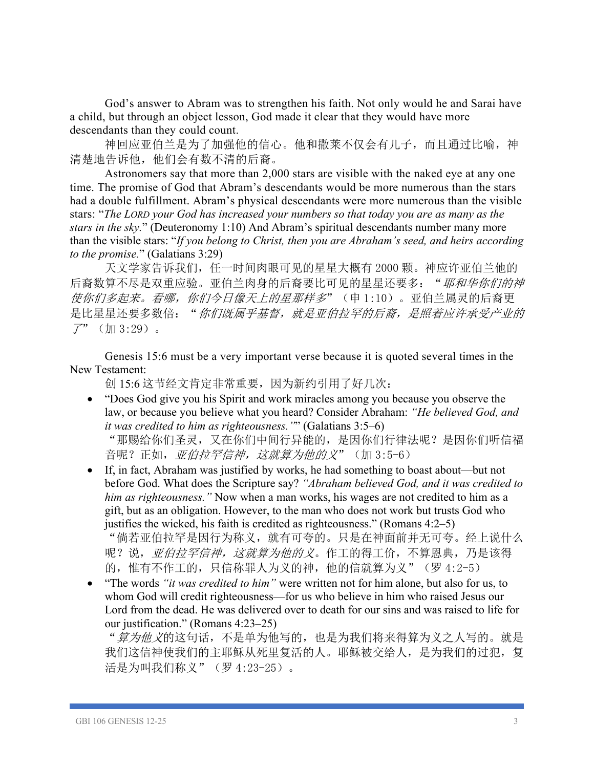God's answer to Abram was to strengthen his faith. Not only would he and Sarai have a child, but through an object lesson, God made it clear that they would have more descendants than they could count.

神回应亚伯兰是为了加强他的信心。他和撒莱不仅会有儿子，而且通过比喻，神清楚地告诉他，他们会有数不清的后裔。

Astronomers say that more than 2,000 stars are visible with the naked eye at any one time. The promise of God that Abram's descendants would be more numerous than the stars had a double fulfillment. Abram's physical descendants were more numerous than the visible stars: "*The Lord your God has increased your numbers so that today you are as many as the stars in the sky.*" (Deuteronomy 1:10) And Abram's spiritual descendants number many more than the visible stars: "*If you belong to Christ, then you are Abraham's seed, and heirs according to the promise.*" (Galatians 3:29)

天文学家告诉我们，任一时间肉眼可见的星星大概有 2000 颗。神应许亚伯兰他的后裔数算不尽是双重应验。亚伯兰肉身的后裔要比可见的星星还要多：“*耶和华你们的神使你们多起来。看哪，你们今日像天上的星那样多*”（申 1:10）。亚伯兰属灵的后裔更是比星星还要多数倍：“*你们既属乎基督，就是亚伯拉罕的后裔，是照着应许承受产业的了*”（加 3:29）。

Genesis 15:6 must be a very important verse because it is quoted several times in the New Testament:

创 15:6 这节经文肯定非常重要，因为新约引用了好几次：

- "Does God give you his Spirit and work miracles among you because you observe the law, or because you believe what you heard? Consider Abraham: *"He believed God, and it was credited to him as righteousness."*" (Galatians 3:5–6)
  “那赐给你们圣灵，又在你们中间行异能的，是因你们行律法呢？是因你们听信福音呢？正如，*亚伯拉罕信神，这就算为他的义*”（加 3:5-6）
- If, in fact, Abraham was justified by works, he had something to boast about—but not before God. What does the Scripture say? *"Abraham believed God, and it was credited to him as righteousness."* Now when a man works, his wages are not credited to him as a gift, but as an obligation. However, to the man who does not work but trusts God who justifies the wicked, his faith is credited as righteousness." (Romans 4:2–5)
  “倘若亚伯拉罕是因行为称义，就有可夸的。只是在神面前并无可夸。经上说什么呢？说，*亚伯拉罕信神，这就算为他的义*。作工的得工价，不算恩典，乃是该得的，惟有不作工的，只信称罪人为义的神，他的信就算为义”（罗 4:2-5）
- "The words *"it was credited to him"* were written not for him alone, but also for us, to whom God will credit righteousness—for us who believe in him who raised Jesus our Lord from the dead. He was delivered over to death for our sins and was raised to life for our justification." (Romans 4:23–25)
  “*算为他义*的这句话，不是单为他写的，也是为我们将来得算为义之人写的。就是我们这信神使我们的主耶稣从死里复活的人。耶稣被交给人，是为我们的过犯，复活是为叫我们称义”（罗 4:23-25）。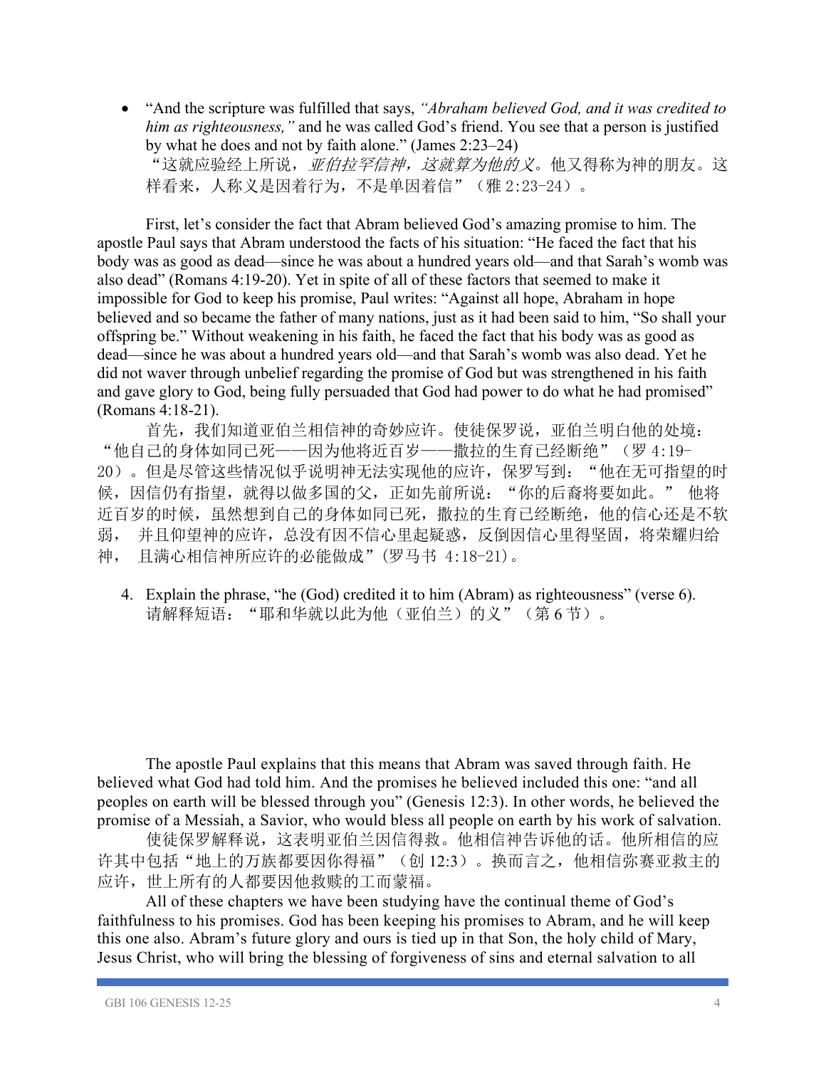- "And the scripture was fulfilled that says, *"Abraham believed God, and it was credited to him as righteousness,"* and he was called God's friend. You see that a person is justified by what he does and not by faith alone." (James 2:23–24)
  "这就应验经上所说，*亚伯拉罕信神，这就算为他的义*。他又得称为神的朋友。这样看来，人称义是因着行为，不是单因着信"（雅 2:23-24）。

First, let's consider the fact that Abram believed God's amazing promise to him. The apostle Paul says that Abram understood the facts of his situation: "He faced the fact that his body was as good as dead—since he was about a hundred years old—and that Sarah's womb was also dead" (Romans 4:19-20). Yet in spite of all of these factors that seemed to make it impossible for God to keep his promise, Paul writes: "Against all hope, Abraham in hope believed and so became the father of many nations, just as it had been said to him, "So shall your offspring be." Without weakening in his faith, he faced the fact that his body was as good as dead—since he was about a hundred years old—and that Sarah's womb was also dead. Yet he did not waver through unbelief regarding the promise of God but was strengthened in his faith and gave glory to God, being fully persuaded that God had power to do what he had promised" (Romans 4:18-21).

首先，我们知道亚伯兰相信神的奇妙应许。使徒保罗说，亚伯兰明白他的处境："他自己的身体如同已死——因为他将近百岁——撒拉的生育已经断绝"（罗 4:19-20）。但是尽管这些情况似乎说明神无法实现他的应许，保罗写到："他在无可指望的时候，因信仍有指望，就得以做多国的父，正如先前所说："你的后裔将要如此。" 他将近百岁的时候，虽然想到自己的身体如同已死，撒拉的生育已经断绝，他的信心还是不软弱，  并且仰望神的应许，总没有因不信心里起疑惑，反倒因信心里得坚固，将荣耀归给神，  且满心相信神所应许的必能做成"(罗马书 4:18-21)。

4. Explain the phrase, "he (God) credited it to him (Abram) as righteousness" (verse 6).
   请解释短语："耶和华就以此为他（亚伯兰）的义"（第 6 节）。

The apostle Paul explains that this means that Abram was saved through faith. He believed what God had told him. And the promises he believed included this one: "and all peoples on earth will be blessed through you" (Genesis 12:3). In other words, he believed the promise of a Messiah, a Savior, who would bless all people on earth by his work of salvation.

使徒保罗解释说，这表明亚伯兰因信得救。他相信神告诉他的话。他所相信的应许其中包括"地上的万族都要因你得福"（创 12:3）。换而言之，他相信弥赛亚救主的应许，世上所有的人都要因他救赎的工而蒙福。

All of these chapters we have been studying have the continual theme of God's faithfulness to his promises. God has been keeping his promises to Abram, and he will keep this one also. Abram's future glory and ours is tied up in that Son, the holy child of Mary, Jesus Christ, who will bring the blessing of forgiveness of sins and eternal salvation to all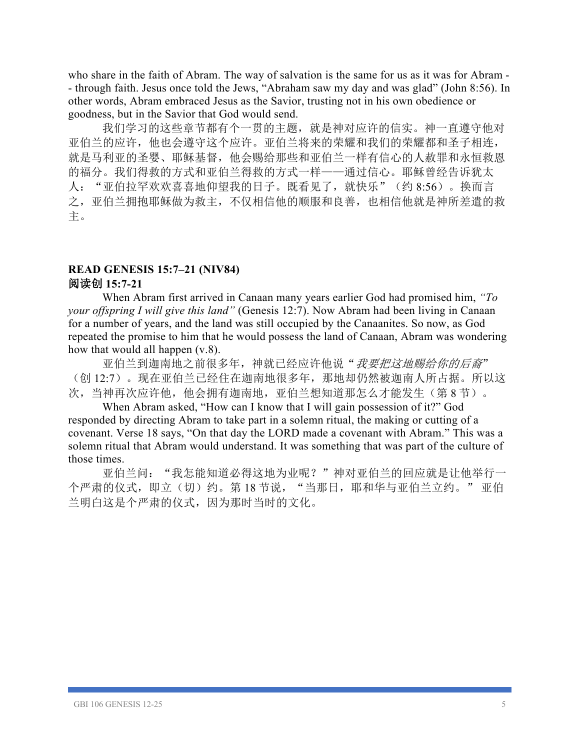who share in the faith of Abram. The way of salvation is the same for us as it was for Abram -- through faith. Jesus once told the Jews, "Abraham saw my day and was glad" (John 8:56). In other words, Abram embraced Jesus as the Savior, trusting not in his own obedience or goodness, but in the Savior that God would send.

我们学习的这些章节都有个一贯的主题，就是神对应许的信实。神一直遵守他对亚伯兰的应许，他也会遵守这个应许。亚伯兰将来的荣耀和我们的荣耀都和圣子相连，就是马利亚的圣婴、耶稣基督，他会赐给那些和亚伯兰一样有信心的人赦罪和永恒救恩的福分。我们得救的方式和亚伯兰得救的方式一样——通过信心。耶稣曾经告诉犹太人："亚伯拉罕欢欢喜喜地仰望我的日子。既看见了，就快乐"（约 8:56）。换而言之，亚伯兰拥抱耶稣做为救主，不仅相信他的顺服和良善，也相信他就是神所差遣的救主。

**READ GENESIS 15:7–21 (NIV84)**
**阅读创 15:7-21**

When Abram first arrived in Canaan many years earlier God had promised him, *"To your offspring I will give this land"* (Genesis 12:7). Now Abram had been living in Canaan for a number of years, and the land was still occupied by the Canaanites. So now, as God repeated the promise to him that he would possess the land of Canaan, Abram was wondering how that would all happen (v.8).

亚伯兰到迦南地之前很多年，神就已经应许他说"*我要把这地赐给你的后裔*"（创 12:7）。现在亚伯兰已经住在迦南地很多年，那地却仍然被迦南人所占据。所以这次，当神再次应许他，他会拥有迦南地，亚伯兰想知道那怎么才能发生（第 8 节）。

When Abram asked, "How can I know that I will gain possession of it?" God responded by directing Abram to take part in a solemn ritual, the making or cutting of a covenant. Verse 18 says, "On that day the LORD made a covenant with Abram." This was a solemn ritual that Abram would understand. It was something that was part of the culture of those times.

亚伯兰问："我怎能知道必得这地为业呢？"神对亚伯兰的回应就是让他举行一个严肃的仪式，即立（切）约。第 18 节说，"当那日，耶和华与亚伯兰立约。" 亚伯兰明白这是个严肃的仪式，因为那时当时的文化。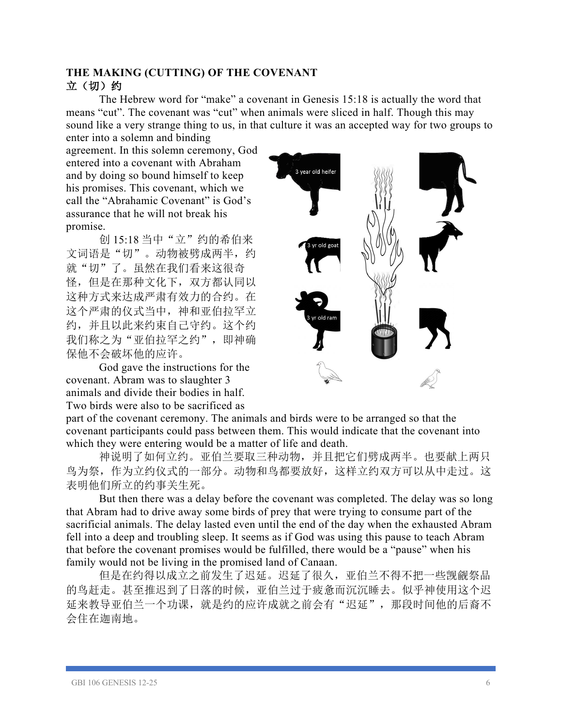**THE MAKING (CUTTING) OF THE COVENANT**
**立（切）约**

The Hebrew word for "make" a covenant in Genesis 15:18 is actually the word that means "cut". The covenant was "cut" when animals were sliced in half. Though this may sound like a very strange thing to us, in that culture it was an accepted way for two groups to enter into a solemn and binding agreement. In this solemn ceremony, God entered into a covenant with Abraham and by doing so bound himself to keep his promises. This covenant, which we call the "Abrahamic Covenant" is God's assurance that he will not break his promise.

创 15:18 当中"立"约的希伯来文词语是"切"。动物被劈成两半，约就"切"了。虽然在我们看来这很奇怪，但是在那种文化下，双方都认同以这种方式来达成严肃有效力的合约。在这个严肃的仪式当中，神和亚伯拉罕立约，并且以此来约束自己守约。这个约我们称之为"亚伯拉罕之约"，即神确保他不会破坏他的应许。

God gave the instructions for the covenant. Abram was to slaughter 3 animals and divide their bodies in half. Two birds were also to be sacrificed as part of the covenant ceremony. The animals and birds were to be arranged so that the covenant participants could pass between them. This would indicate that the covenant into which they were entering would be a matter of life and death.

神说明了如何立约。亚伯兰要取三种动物，并且把它们劈成两半。也要献上两只鸟为祭，作为立约仪式的一部分。动物和鸟都要放好，这样立约双方可以从中走过。这表明他们所立的约事关生死。

But then there was a delay before the covenant was completed. The delay was so long that Abram had to drive away some birds of prey that were trying to consume part of the sacrificial animals. The delay lasted even until the end of the day when the exhausted Abram fell into a deep and troubling sleep. It seems as if God was using this pause to teach Abram that before the covenant promises would be fulfilled, there would be a "pause" when his family would not be living in the promised land of Canaan.

但是在约得以成立之前发生了迟延。迟延了很久，亚伯兰不得不把一些觊觎祭品的鸟赶走。甚至推迟到了日落的时候，亚伯兰过于疲惫而沉沉睡去。似乎神使用这个迟延来教导亚伯兰一个功课，就是约的应许成就之前会有"迟延"，那段时间他的后裔不会住在迦南地。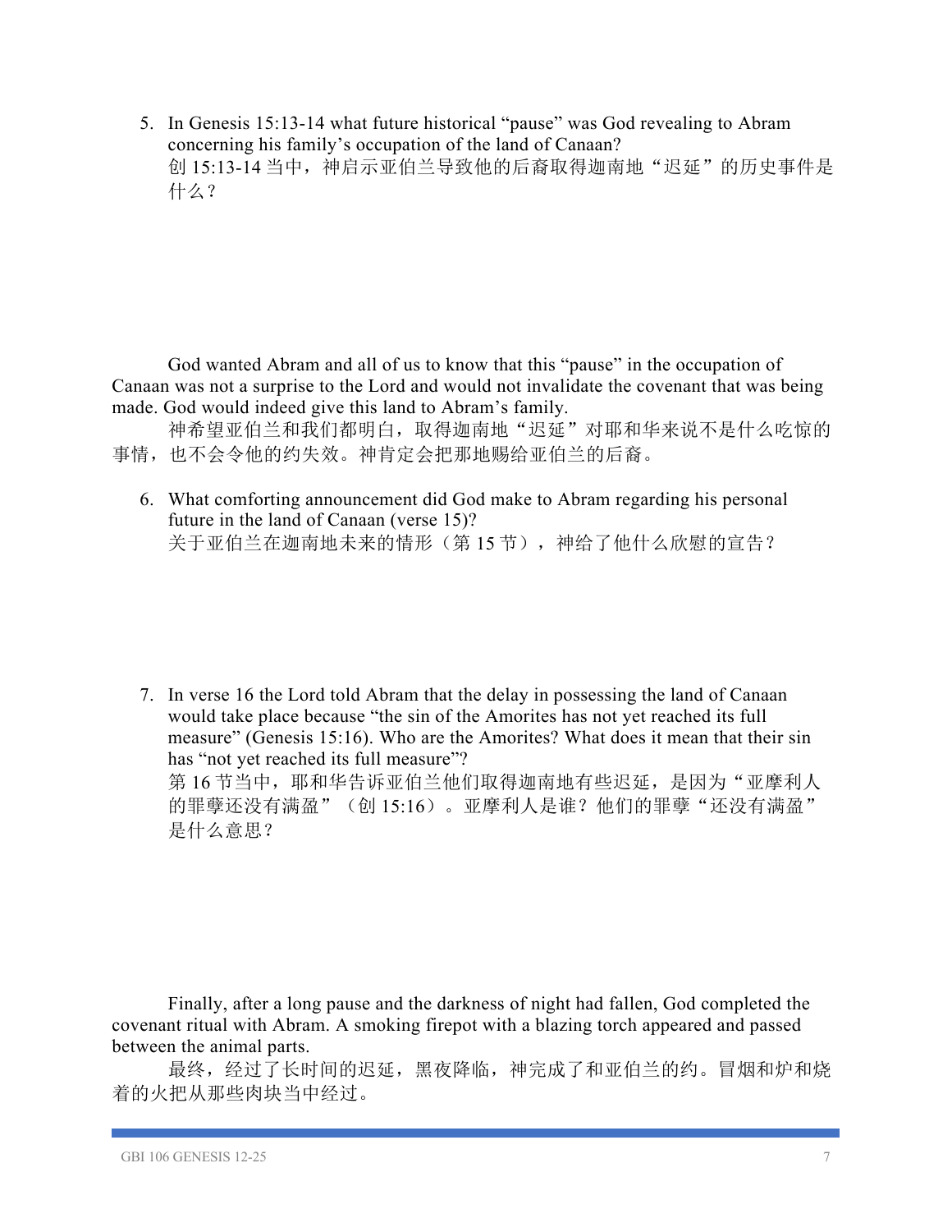5. In Genesis 15:13-14 what future historical “pause” was God revealing to Abram concerning his family’s occupation of the land of Canaan?
   创 15:13-14 当中，神启示亚伯兰导致他的后裔取得迦南地“迟延”的历史事件是什么？

God wanted Abram and all of us to know that this “pause” in the occupation of Canaan was not a surprise to the Lord and would not invalidate the covenant that was being made. God would indeed give this land to Abram’s family.

神希望亚伯兰和我们都明白，取得迦南地“迟延”对耶和华来说不是什么吃惊的事情，也不会令他的约失效。神肯定会把那地赐给亚伯兰的后裔。

6. What comforting announcement did God make to Abram regarding his personal future in the land of Canaan (verse 15)?
   关于亚伯兰在迦南地未来的情形（第 15 节），神给了他什么欣慰的宣告？

7. In verse 16 the Lord told Abram that the delay in possessing the land of Canaan would take place because “the sin of the Amorites has not yet reached its full measure” (Genesis 15:16). Who are the Amorites? What does it mean that their sin has “not yet reached its full measure”?
   第 16 节当中，耶和华告诉亚伯兰他们取得迦南地有些迟延，是因为“亚摩利人的罪孽还没有满盈”（创 15:16）。亚摩利人是谁？他们的罪孽“还没有满盈”是什么意思？

Finally, after a long pause and the darkness of night had fallen, God completed the covenant ritual with Abram. A smoking firepot with a blazing torch appeared and passed between the animal parts.

最终，经过了长时间的迟延，黑夜降临，神完成了和亚伯兰的约。冒烟和炉和烧着的火把从那些肉块当中经过。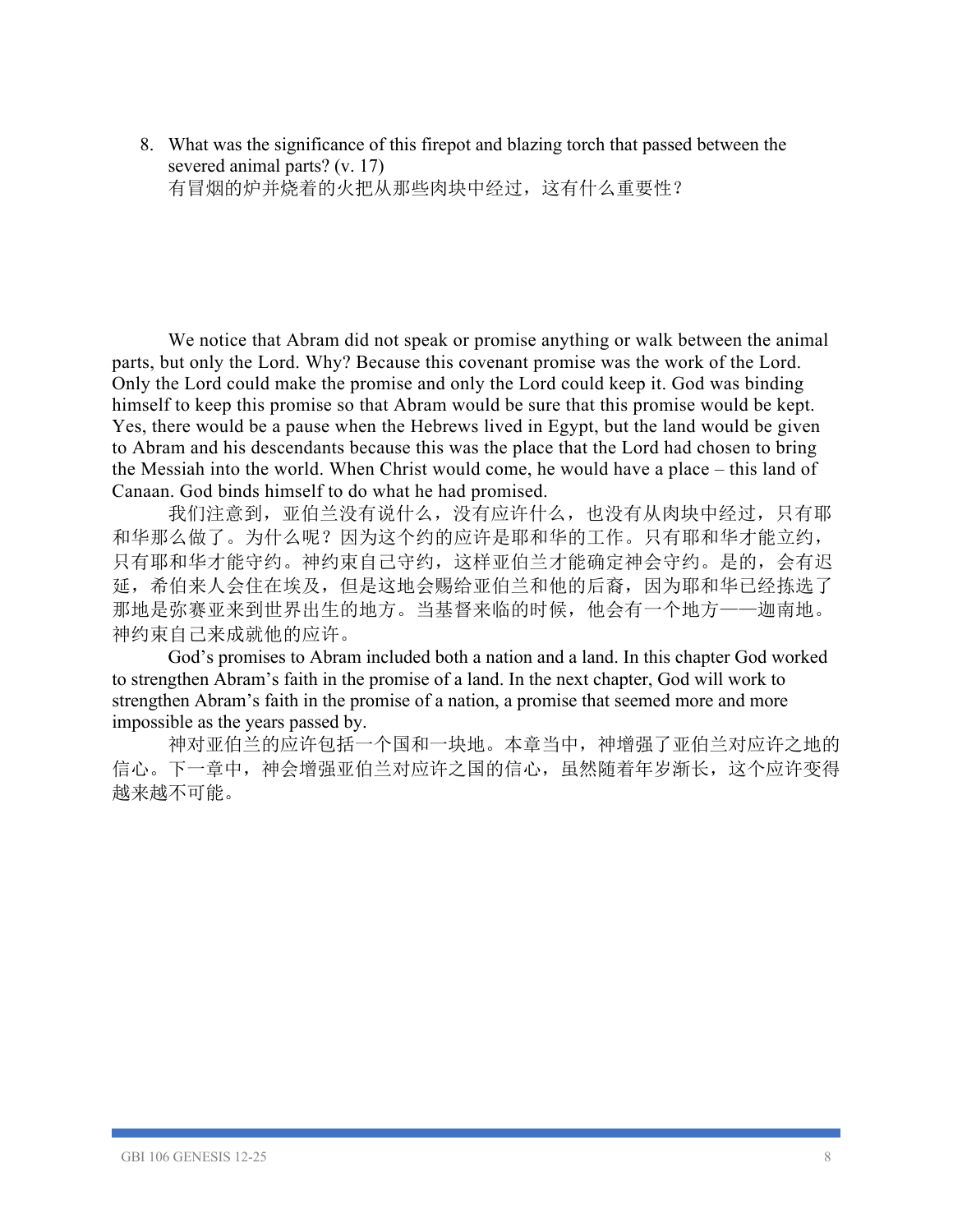8. What was the significance of this firepot and blazing torch that passed between the severed animal parts? (v. 17)
   有冒烟的炉并烧着的火把从那些肉块中经过，这有什么重要性？

We notice that Abram did not speak or promise anything or walk between the animal parts, but only the Lord. Why? Because this covenant promise was the work of the Lord. Only the Lord could make the promise and only the Lord could keep it. God was binding himself to keep this promise so that Abram would be sure that this promise would be kept. Yes, there would be a pause when the Hebrews lived in Egypt, but the land would be given to Abram and his descendants because this was the place that the Lord had chosen to bring the Messiah into the world. When Christ would come, he would have a place – this land of Canaan. God binds himself to do what he had promised.

我们注意到，亚伯兰没有说什么，没有应许什么，也没有从肉块中经过，只有耶和华那么做了。为什么呢？因为这个约的应许是耶和华的工作。只有耶和华才能立约，只有耶和华才能守约。神约束自己守约，这样亚伯兰才能确定神会守约。是的，会有迟延，希伯来人会住在埃及，但是这地会赐给亚伯兰和他的后裔，因为耶和华已经拣选了那地是弥赛亚来到世界出生的地方。当基督来临的时候，他会有一个地方——迦南地。神约束自己来成就他的应许。

God's promises to Abram included both a nation and a land. In this chapter God worked to strengthen Abram's faith in the promise of a land. In the next chapter, God will work to strengthen Abram's faith in the promise of a nation, a promise that seemed more and more impossible as the years passed by.

神对亚伯兰的应许包括一个国和一块地。本章当中，神增强了亚伯兰对应许之地的信心。下一章中，神会增强亚伯兰对应许之国的信心，虽然随着年岁渐长，这个应许变得越来越不可能。